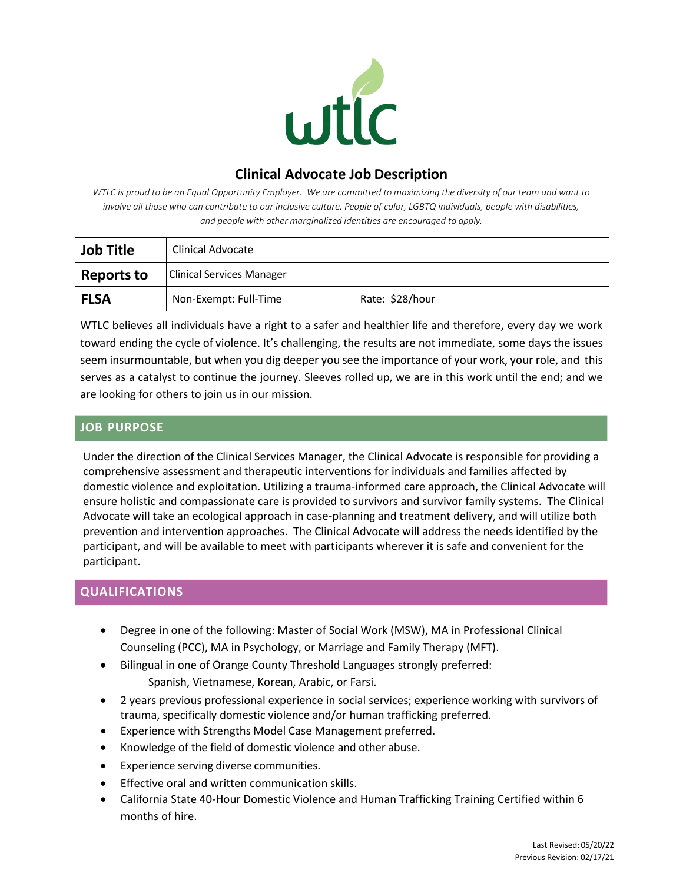wtlc

# Clinical Advocate Job Description

*WTLC is proud to be an Equal Opportunity Employer. We are committed to maximizing the diversity of our team and want to involve all those who can contribute to our inclusive culture. People of color, LGBTQ individuals, people with disabilities, and people with other marginalized identities are encouraged to apply.*

| **Job Title** | Clinical Advocate | |
|---|---|---|
| **Reports to** | Clinical Services Manager | |
| **FLSA** | Non-Exempt: Full-Time | Rate: $28/hour |

WTLC believes all individuals have a right to a safer and healthier life and therefore, every day we work toward ending the cycle of violence. It's challenging, the results are not immediate, some days the issues seem insurmountable, but when you dig deeper you see the importance of your work, your role, and this serves as a catalyst to continue the journey. Sleeves rolled up, we are in this work until the end; and we are looking for others to join us in our mission.

## JOB PURPOSE

Under the direction of the Clinical Services Manager, the Clinical Advocate is responsible for providing a comprehensive assessment and therapeutic interventions for individuals and families affected by domestic violence and exploitation. Utilizing a trauma-informed care approach, the Clinical Advocate will ensure holistic and compassionate care is provided to survivors and survivor family systems. The Clinical Advocate will take an ecological approach in case-planning and treatment delivery, and will utilize both prevention and intervention approaches. The Clinical Advocate will address the needs identified by the participant, and will be available to meet with participants wherever it is safe and convenient for the participant.

## QUALIFICATIONS

- Degree in one of the following: Master of Social Work (MSW), MA in Professional Clinical Counseling (PCC), MA in Psychology, or Marriage and Family Therapy (MFT).
- Bilingual in one of Orange County Threshold Languages strongly preferred:
  Spanish, Vietnamese, Korean, Arabic, or Farsi.
- 2 years previous professional experience in social services; experience working with survivors of trauma, specifically domestic violence and/or human trafficking preferred.
- Experience with Strengths Model Case Management preferred.
- Knowledge of the field of domestic violence and other abuse.
- Experience serving diverse communities.
- Effective oral and written communication skills.
- California State 40-Hour Domestic Violence and Human Trafficking Training Certified within 6 months of hire.

Last Revised: 05/20/22
Previous Revision: 02/17/21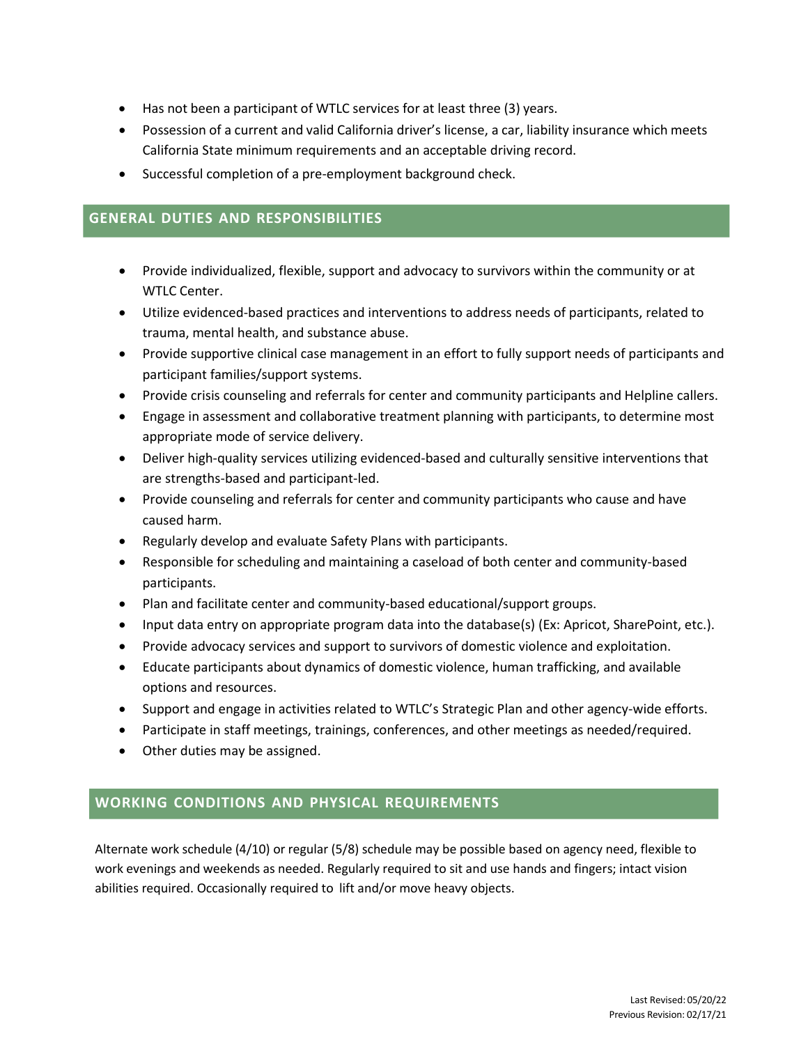- Has not been a participant of WTLC services for at least three (3) years.
- Possession of a current and valid California driver's license, a car, liability insurance which meets California State minimum requirements and an acceptable driving record.
- Successful completion of a pre-employment background check.

## GENERAL DUTIES AND RESPONSIBILITIES

- Provide individualized, flexible, support and advocacy to survivors within the community or at WTLC Center.
- Utilize evidenced-based practices and interventions to address needs of participants, related to trauma, mental health, and substance abuse.
- Provide supportive clinical case management in an effort to fully support needs of participants and participant families/support systems.
- Provide crisis counseling and referrals for center and community participants and Helpline callers.
- Engage in assessment and collaborative treatment planning with participants, to determine most appropriate mode of service delivery.
- Deliver high-quality services utilizing evidenced-based and culturally sensitive interventions that are strengths-based and participant-led.
- Provide counseling and referrals for center and community participants who cause and have caused harm.
- Regularly develop and evaluate Safety Plans with participants.
- Responsible for scheduling and maintaining a caseload of both center and community-based participants.
- Plan and facilitate center and community-based educational/support groups.
- Input data entry on appropriate program data into the database(s) (Ex: Apricot, SharePoint, etc.).
- Provide advocacy services and support to survivors of domestic violence and exploitation.
- Educate participants about dynamics of domestic violence, human trafficking, and available options and resources.
- Support and engage in activities related to WTLC's Strategic Plan and other agency-wide efforts.
- Participate in staff meetings, trainings, conferences, and other meetings as needed/required.
- Other duties may be assigned.

## WORKING CONDITIONS AND PHYSICAL REQUIREMENTS

Alternate work schedule (4/10) or regular (5/8) schedule may be possible based on agency need, flexible to work evenings and weekends as needed. Regularly required to sit and use hands and fingers; intact vision abilities required. Occasionally required to lift and/or move heavy objects.

Last Revised: 05/20/22
Previous Revision: 02/17/21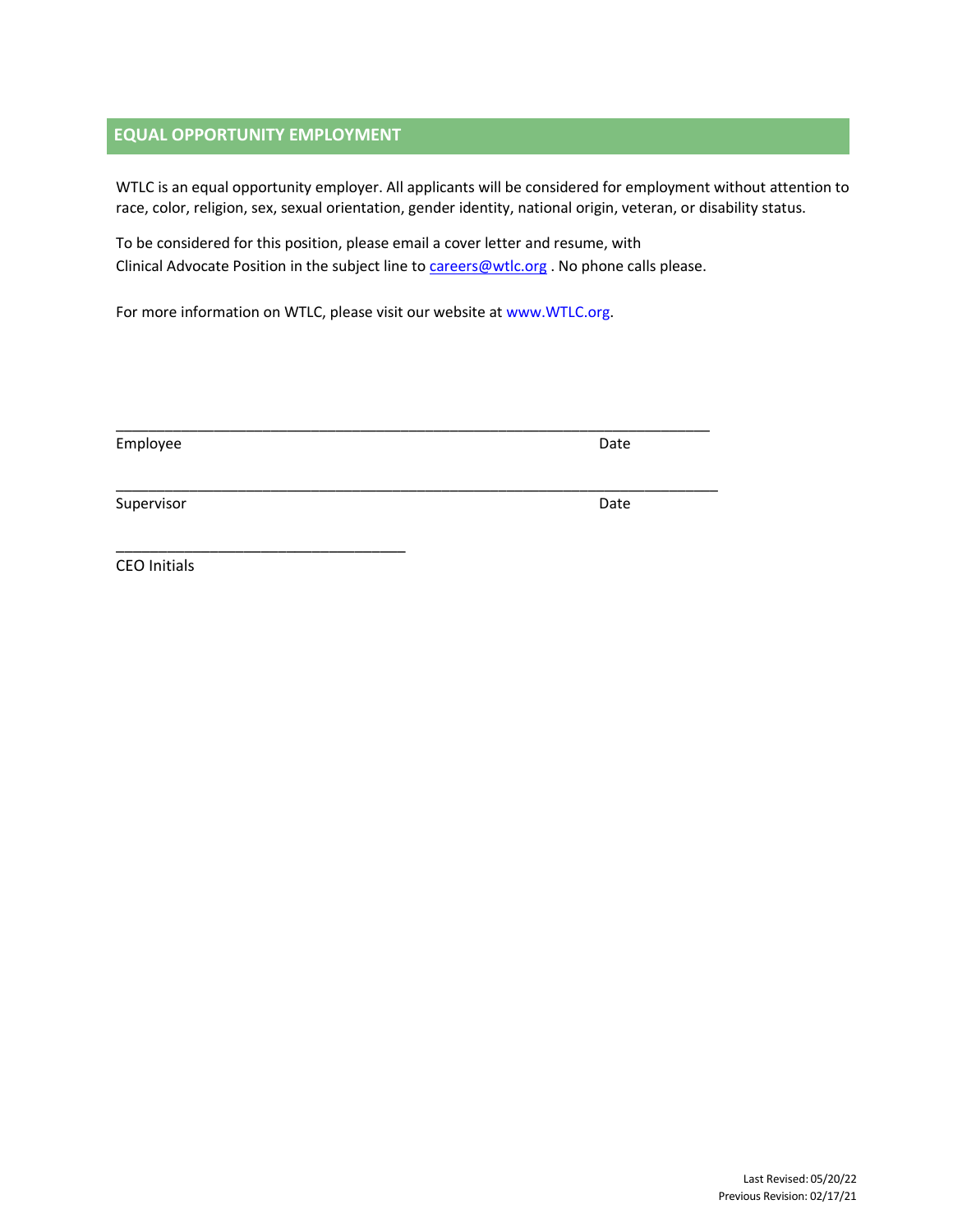## EQUAL OPPORTUNITY EMPLOYMENT

WTLC is an equal opportunity employer. All applicants will be considered for employment without attention to race, color, religion, sex, sexual orientation, gender identity, national origin, veteran, or disability status.

To be considered for this position, please email a cover letter and resume, with Clinical Advocate Position in the subject line to careers@wtlc.org . No phone calls please.

For more information on WTLC, please visit our website at www.WTLC.org.

\_\_\_\_\_\_\_\_\_\_\_\_\_\_\_\_\_\_\_\_\_\_\_\_\_\_\_\_\_\_\_\_\_\_\_\_\_\_\_\_\_\_\_\_\_\_\_\_\_\_\_\_\_\_\_\_\_\_\_\_\_\_\_\_\_\_\_\_\_\_

Employee Date

\_\_\_\_\_\_\_\_\_\_\_\_\_\_\_\_\_\_\_\_\_\_\_\_\_\_\_\_\_\_\_\_\_\_\_\_\_\_\_\_\_\_\_\_\_\_\_\_\_\_\_\_\_\_\_\_\_\_\_\_\_\_\_\_\_\_\_\_\_\_

Supervisor Date

\_\_\_\_\_\_\_\_\_\_\_\_\_\_\_\_\_\_\_\_\_\_\_\_\_\_\_\_\_\_\_\_\_\_\_

CEO Initials

Last Revised: 05/20/22
Previous Revision: 02/17/21